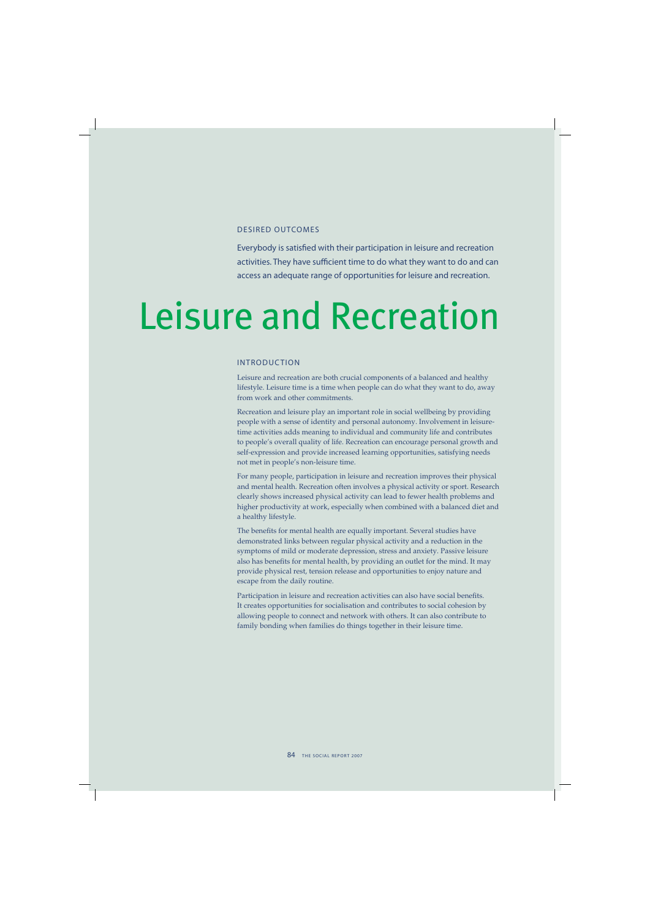## DESIRED OUTCOMES

Everybody is satisfied with their participation in leisure and recreation activities. They have sufficient time to do what they want to do and can access an adequate range of opportunities for leisure and recreation.

# Leisure and Recreation

## INTRODUCTION

Leisure and recreation are both crucial components of a balanced and healthy lifestyle. Leisure time is a time when people can do what they want to do, away from work and other commitments.

Recreation and leisure play an important role in social wellbeing by providing people with a sense of identity and personal autonomy. Involvement in leisure-time activities adds meaning to individual and community life and contributes to people's overall quality of life. Recreation can encourage personal growth and self-expression and provide increased learning opportunities, satisfying needs not met in people's non-leisure time.

For many people, participation in leisure and recreation improves their physical and mental health. Recreation often involves a physical activity or sport. Research clearly shows increased physical activity can lead to fewer health problems and higher productivity at work, especially when combined with a balanced diet and a healthy lifestyle.

The benefits for mental health are equally important. Several studies have demonstrated links between regular physical activity and a reduction in the symptoms of mild or moderate depression, stress and anxiety. Passive leisure also has benefits for mental health, by providing an outlet for the mind. It may provide physical rest, tension release and opportunities to enjoy nature and escape from the daily routine.

Participation in leisure and recreation activities can also have social benefits. It creates opportunities for socialisation and contributes to social cohesion by allowing people to connect and network with others. It can also contribute to family bonding when families do things together in their leisure time.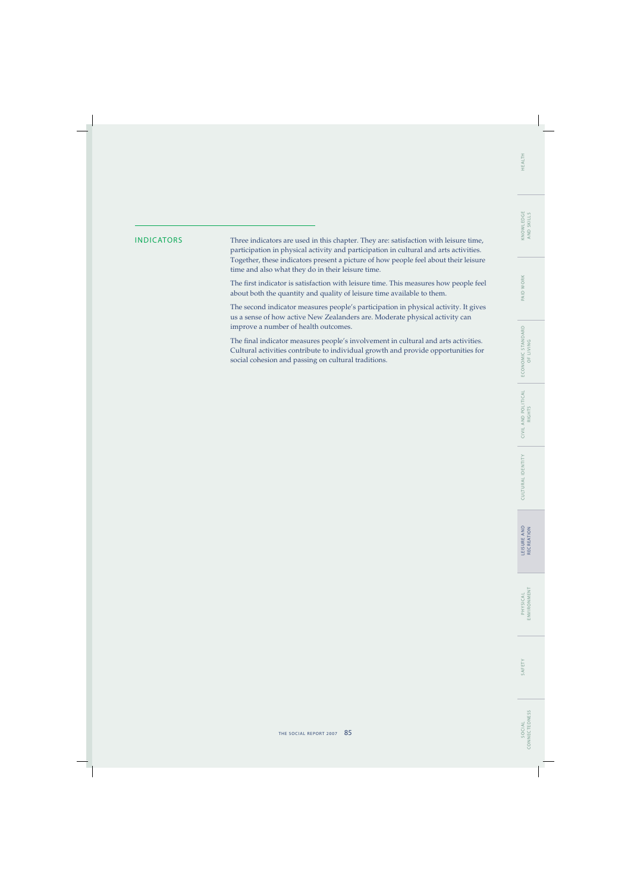## INDICATORS

Three indicators are used in this chapter. They are: satisfaction with leisure time, participation in physical activity and participation in cultural and arts activities. Together, these indicators present a picture of how people feel about their leisure time and also what they do in their leisure time.

The first indicator is satisfaction with leisure time. This measures how people feel about both the quantity and quality of leisure time available to them.

The second indicator measures people's participation in physical activity. It gives us a sense of how active New Zealanders are. Moderate physical activity can improve a number of health outcomes.

The final indicator measures people's involvement in cultural and arts activities. Cultural activities contribute to individual growth and provide opportunities for social cohesion and passing on cultural traditions.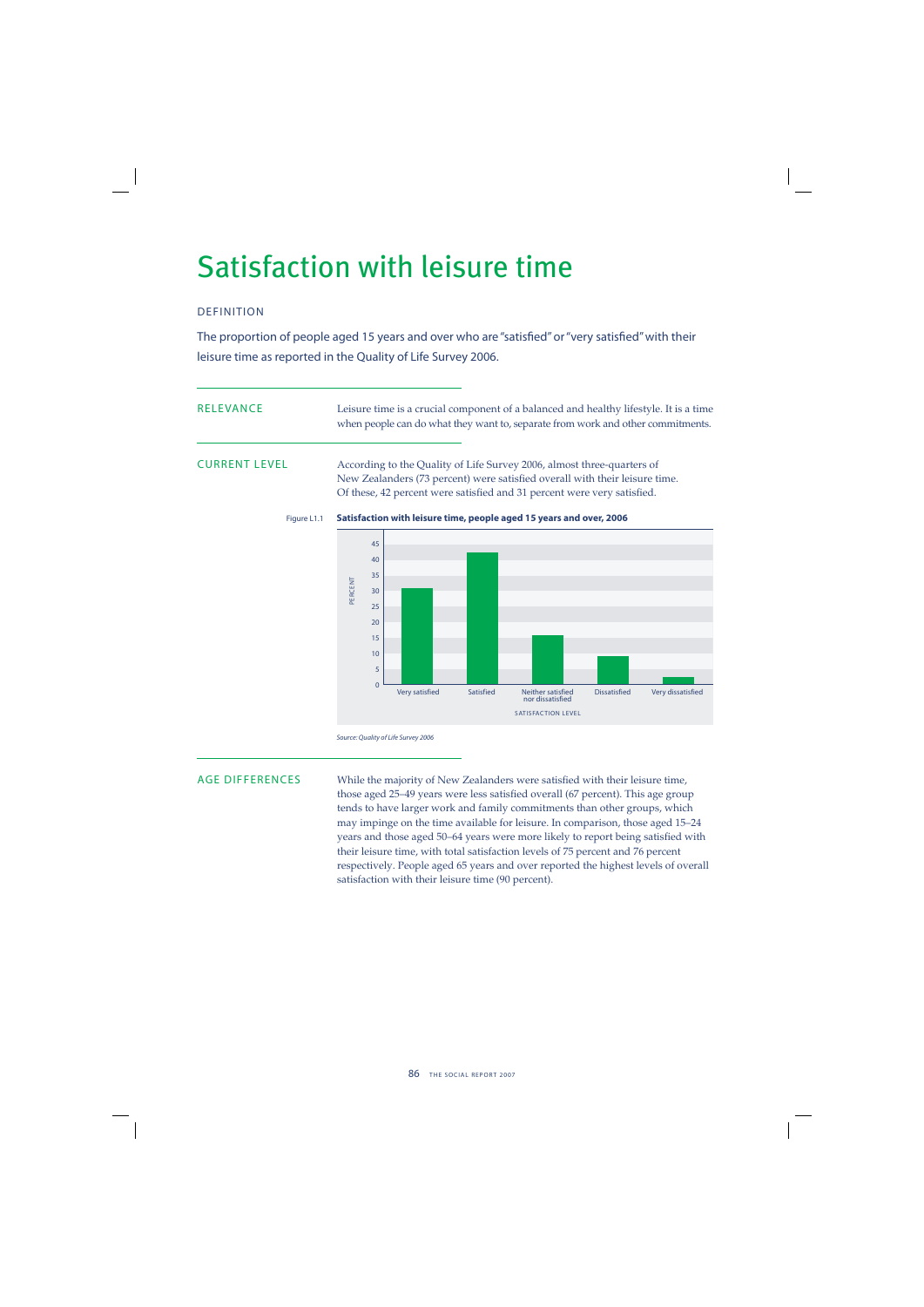# Satisfaction with leisure time

## DEFINITION

The proportion of people aged 15 years and over who are "satisfied" or "very satisfied" with their leisure time as reported in the Quality of Life Survey 2006.

## RELEVANCE

Leisure time is a crucial component of a balanced and healthy lifestyle. It is a time when people can do what they want to, separate from work and other commitments.

## CURRENT LEVEL

According to the Quality of Life Survey 2006, almost three-quarters of New Zealanders (73 percent) were satisfied overall with their leisure time. Of these, 42 percent were satisfied and 31 percent were very satisfied.

Figure L1.1 **Satisfaction with leisure time, people aged 15 years and over, 2006**

| Satisfaction level | Percent (approx.) |
| --- | --- |
| Very satisfied | 31 |
| Satisfied | 42 |
| Neither satisfied nor dissatisfied | 15 |
| Dissatisfied | 9 |
| Very dissatisfied | 2 |

*Source: Quality of Life Survey 2006*

## AGE DIFFERENCES

While the majority of New Zealanders were satisfied with their leisure time, those aged 25–49 years were less satisfied overall (67 percent). This age group tends to have larger work and family commitments than other groups, which may impinge on the time available for leisure. In comparison, those aged 15–24 years and those aged 50–64 years were more likely to report being satisfied with their leisure time, with total satisfaction levels of 75 percent and 76 percent respectively. People aged 65 years and over reported the highest levels of overall satisfaction with their leisure time (90 percent).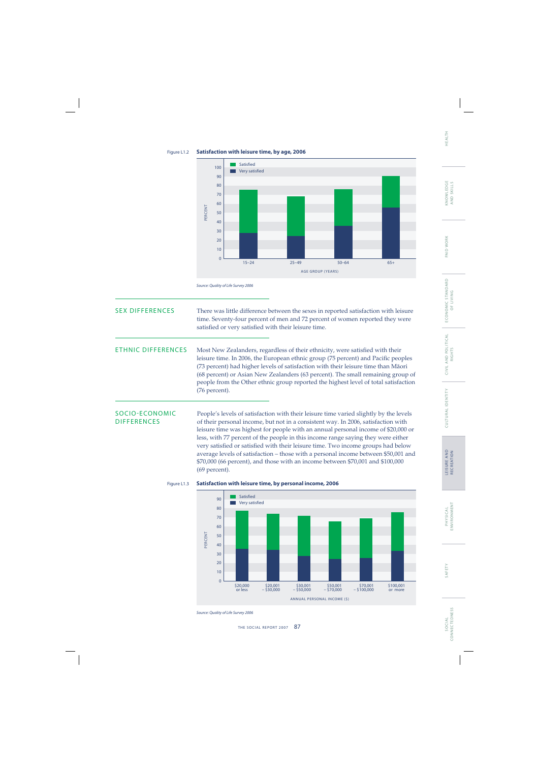Figure L1.2 **Satisfaction with leisure time, by age, 2006**

*Source: Quality of Life Survey 2006*

## SEX DIFFERENCES

There was little difference between the sexes in reported satisfaction with leisure time. Seventy-four percent of men and 72 percent of women reported they were satisfied or very satisfied with their leisure time.

## ETHNIC DIFFERENCES

Most New Zealanders, regardless of their ethnicity, were satisfied with their leisure time. In 2006, the European ethnic group (75 percent) and Pacific peoples (73 percent) had higher levels of satisfaction with their leisure time than Māori (68 percent) or Asian New Zealanders (63 percent). The small remaining group of people from the Other ethnic group reported the highest level of total satisfaction (76 percent).

## SOCIO-ECONOMIC DIFFERENCES

People's levels of satisfaction with their leisure time varied slightly by the levels of their personal income, but not in a consistent way. In 2006, satisfaction with leisure time was highest for people with an annual personal income of $20,000 or less, with 77 percent of the people in this income range saying they were either very satisfied or satisfied with their leisure time. Two income groups had below average levels of satisfaction – those with a personal income between $50,001 and $70,000 (66 percent), and those with an income between $70,001 and $100,000 (69 percent).

Figure L1.3 **Satisfaction with leisure time, by personal income, 2006**

*Source: Quality of Life Survey 2006*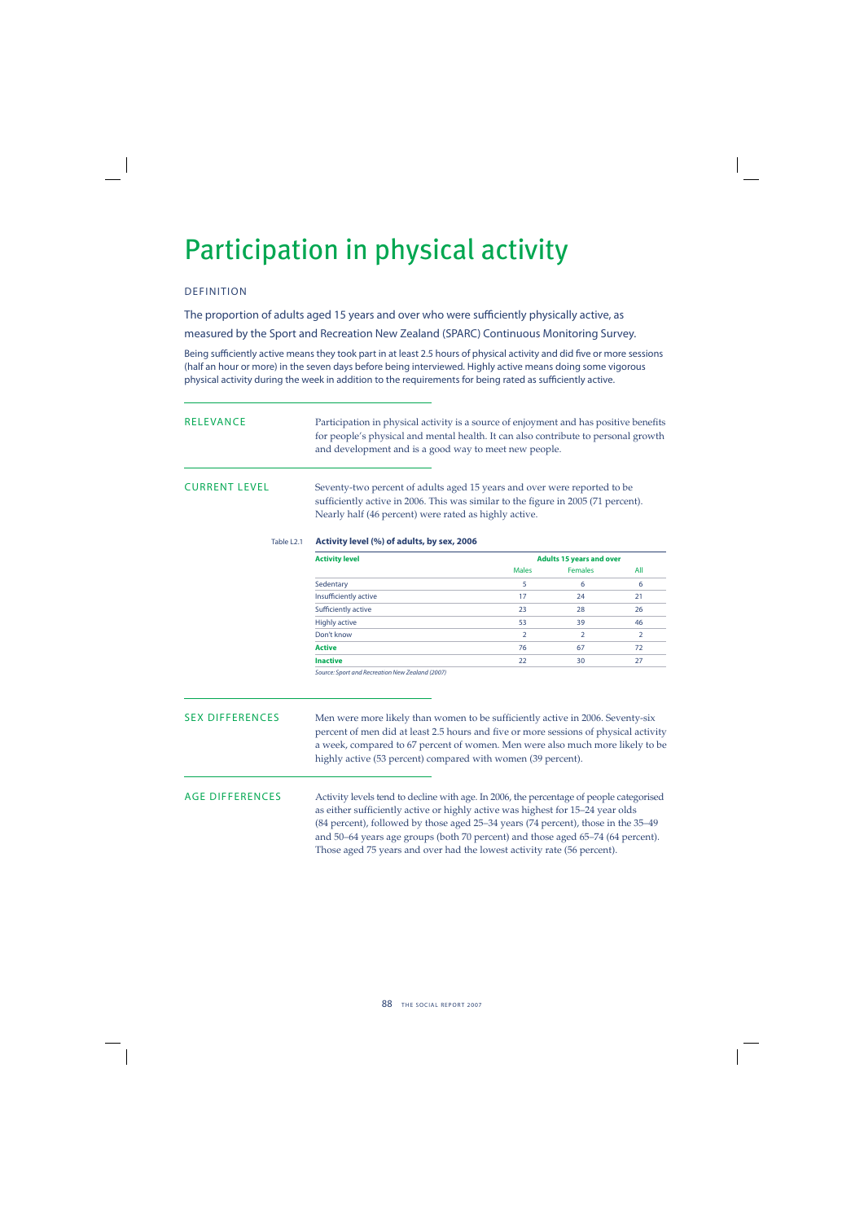# Participation in physical activity

## DEFINITION

The proportion of adults aged 15 years and over who were sufficiently physically active, as measured by the Sport and Recreation New Zealand (SPARC) Continuous Monitoring Survey.

Being sufficiently active means they took part in at least 2.5 hours of physical activity and did five or more sessions (half an hour or more) in the seven days before being interviewed. Highly active means doing some vigorous physical activity during the week in addition to the requirements for being rated as sufficiently active.

## RELEVANCE

Participation in physical activity is a source of enjoyment and has positive benefits for people's physical and mental health. It can also contribute to personal growth and development and is a good way to meet new people.

## CURRENT LEVEL

Seventy-two percent of adults aged 15 years and over were reported to be sufficiently active in 2006. This was similar to the figure in 2005 (71 percent). Nearly half (46 percent) were rated as highly active.

Table L2.1 **Activity level (%) of adults, by sex, 2006**

| Activity level | Adults 15 years and over | | |
|---|---|---|---|
| | Males | Females | All |
| Sedentary | 5 | 6 | 6 |
| Insufficiently active | 17 | 24 | 21 |
| Sufficiently active | 23 | 28 | 26 |
| Highly active | 53 | 39 | 46 |
| Don't know | 2 | 2 | 2 |
| **Active** | 76 | 67 | 72 |
| **Inactive** | 22 | 30 | 27 |

*Source: Sport and Recreation New Zealand (2007)*

## SEX DIFFERENCES

Men were more likely than women to be sufficiently active in 2006. Seventy-six percent of men did at least 2.5 hours and five or more sessions of physical activity a week, compared to 67 percent of women. Men were also much more likely to be highly active (53 percent) compared with women (39 percent).

## AGE DIFFERENCES

Activity levels tend to decline with age. In 2006, the percentage of people categorised as either sufficiently active or highly active was highest for 15–24 year olds (84 percent), followed by those aged 25–34 years (74 percent), those in the 35–49 and 50–64 years age groups (both 70 percent) and those aged 65–74 (64 percent). Those aged 75 years and over had the lowest activity rate (56 percent).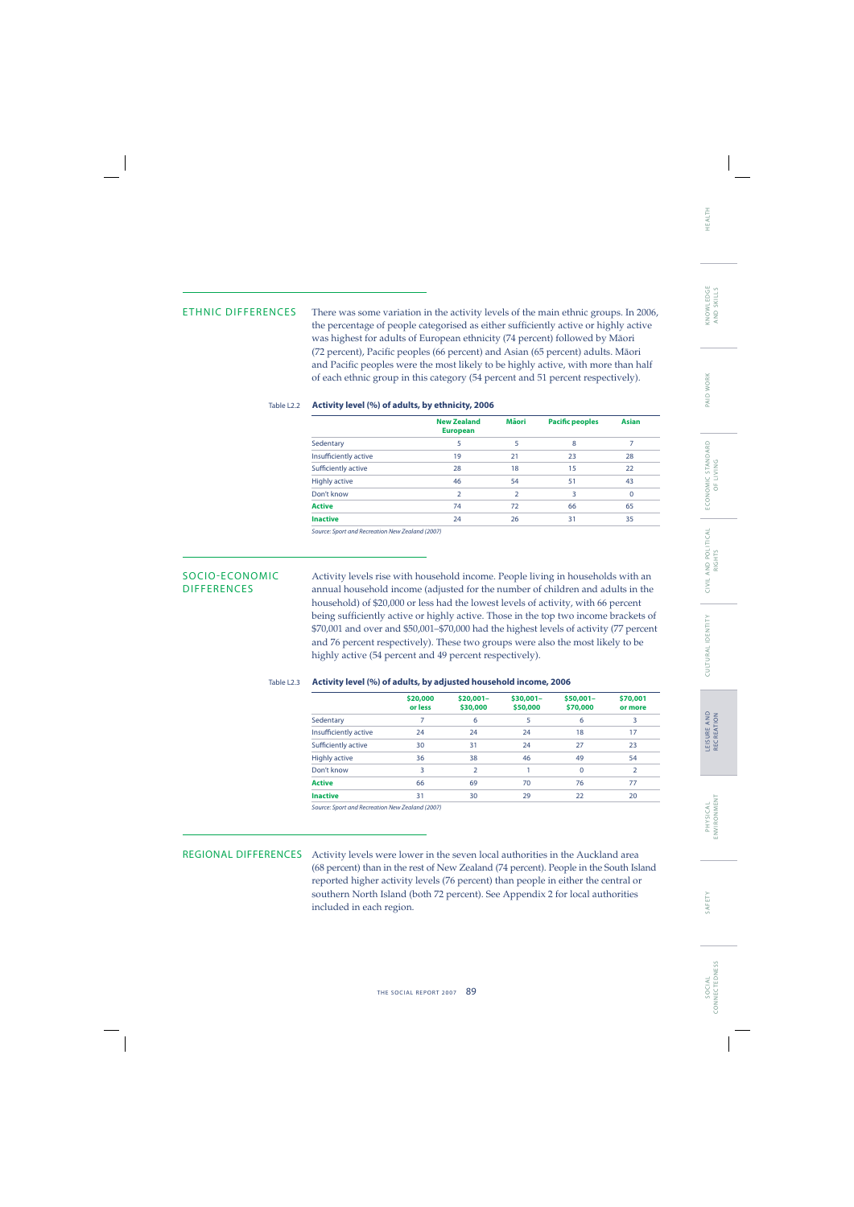## ETHNIC DIFFERENCES

There was some variation in the activity levels of the main ethnic groups. In 2006, the percentage of people categorised as either sufficiently active or highly active was highest for adults of European ethnicity (74 percent) followed by Māori (72 percent), Pacific peoples (66 percent) and Asian (65 percent) adults. Māori and Pacific peoples were the most likely to be highly active, with more than half of each ethnic group in this category (54 percent and 51 percent respectively).

Table L2.2 **Activity level (%) of adults, by ethnicity, 2006**

| | New Zealand European | Māori | Pacific peoples | Asian |
|---|---|---|---|---|
| Sedentary | 5 | 5 | 8 | 7 |
| Insufficiently active | 19 | 21 | 23 | 28 |
| Sufficiently active | 28 | 18 | 15 | 22 |
| Highly active | 46 | 54 | 51 | 43 |
| Don't know | 2 | 2 | 3 | 0 |
| **Active** | 74 | 72 | 66 | 65 |
| **Inactive** | 24 | 26 | 31 | 35 |

*Source: Sport and Recreation New Zealand (2007)*

## SOCIO-ECONOMIC DIFFERENCES

Activity levels rise with household income. People living in households with an annual household income (adjusted for the number of children and adults in the household) of $20,000 or less had the lowest levels of activity, with 66 percent being sufficiently active or highly active. Those in the top two income brackets of $70,001 and over and $50,001–$70,000 had the highest levels of activity (77 percent and 76 percent respectively). These two groups were also the most likely to be highly active (54 percent and 49 percent respectively).

Table L2.3 **Activity level (%) of adults, by adjusted household income, 2006**

| | $20,000 or less | $20,001–$30,000 | $30,001–$50,000 | $50,001–$70,000 | $70,001 or more |
|---|---|---|---|---|---|
| Sedentary | 7 | 6 | 5 | 6 | 3 |
| Insufficiently active | 24 | 24 | 24 | 18 | 17 |
| Sufficiently active | 30 | 31 | 24 | 27 | 23 |
| Highly active | 36 | 38 | 46 | 49 | 54 |
| Don't know | 3 | 2 | 1 | 0 | 2 |
| **Active** | 66 | 69 | 70 | 76 | 77 |
| **Inactive** | 31 | 30 | 29 | 22 | 20 |

*Source: Sport and Recreation New Zealand (2007)*

## REGIONAL DIFFERENCES

Activity levels were lower in the seven local authorities in the Auckland area (68 percent) than in the rest of New Zealand (74 percent). People in the South Island reported higher activity levels (76 percent) than people in either the central or southern North Island (both 72 percent). See Appendix 2 for local authorities included in each region.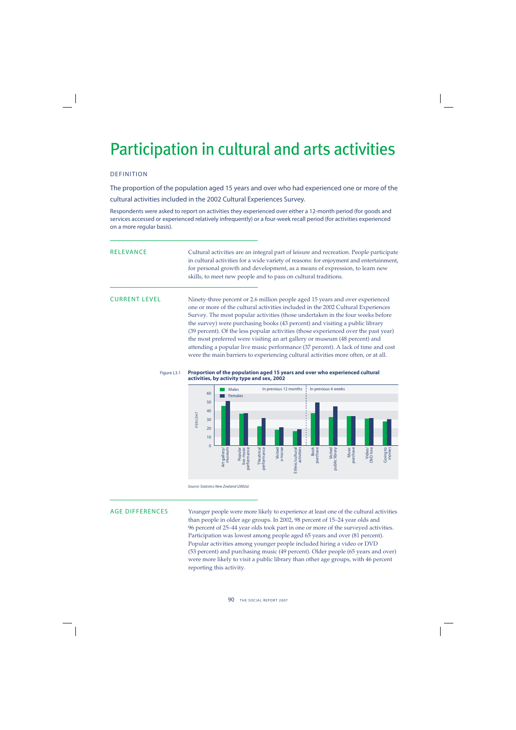# Participation in cultural and arts activities

## DEFINITION

The proportion of the population aged 15 years and over who had experienced one or more of the cultural activities included in the 2002 Cultural Experiences Survey.

Respondents were asked to report on activities they experienced over either a 12-month period (for goods and services accessed or experienced relatively infrequently) or a four-week recall period (for activities experienced on a more regular basis).

## RELEVANCE

Cultural activities are an integral part of leisure and recreation. People participate in cultural activities for a wide variety of reasons: for enjoyment and entertainment, for personal growth and development, as a means of expression, to learn new skills, to meet new people and to pass on cultural traditions.

## CURRENT LEVEL

Ninety-three percent or 2.6 million people aged 15 years and over experienced one or more of the cultural activities included in the 2002 Cultural Experiences Survey. The most popular activities (those undertaken in the four weeks before the survey) were purchasing books (43 percent) and visiting a public library (39 percent). Of the less popular activities (those experienced over the past year) the most preferred were visiting an art gallery or museum (48 percent) and attending a popular live music performance (37 percent). A lack of time and cost were the main barriers to experiencing cultural activities more often, or at all.

Figure L3.1 **Proportion of the population aged 15 years and over who experienced cultural activities, by activity type and sex, 2002**

*Source: Statistics New Zealand (2002a)*

## AGE DIFFERENCES

Younger people were more likely to experience at least one of the cultural activities than people in older age groups. In 2002, 98 percent of 15–24 year olds and 96 percent of 25–44 year olds took part in one or more of the surveyed activities. Participation was lowest among people aged 65 years and over (81 percent). Popular activities among younger people included hiring a video or DVD (53 percent) and purchasing music (49 percent). Older people (65 years and over) were more likely to visit a public library than other age groups, with 46 percent reporting this activity.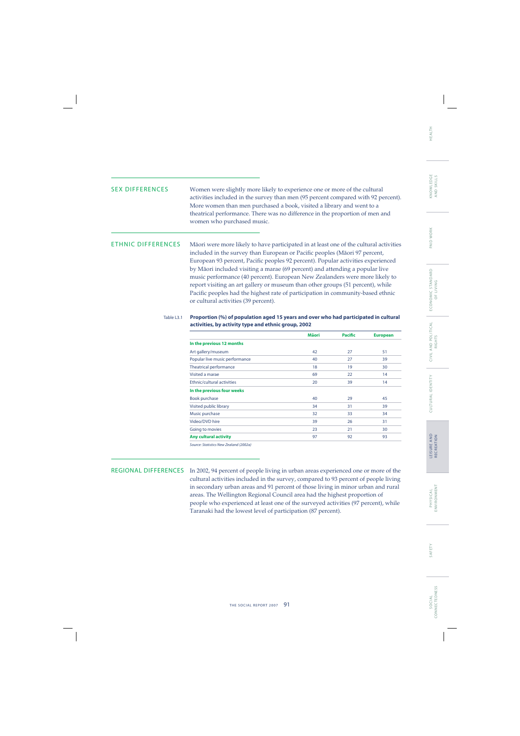## SEX DIFFERENCES

Women were slightly more likely to experience one or more of the cultural activities included in the survey than men (95 percent compared with 92 percent). More women than men purchased a book, visited a library and went to a theatrical performance. There was no difference in the proportion of men and women who purchased music.

## ETHNIC DIFFERENCES

Māori were more likely to have participated in at least one of the cultural activities included in the survey than European or Pacific peoples (Māori 97 percent, European 93 percent, Pacific peoples 92 percent). Popular activities experienced by Māori included visiting a marae (69 percent) and attending a popular live music performance (40 percent). European New Zealanders were more likely to report visiting an art gallery or museum than other groups (51 percent), while Pacific peoples had the highest rate of participation in community-based ethnic or cultural activities (39 percent).

Table L3.1 **Proportion (%) of population aged 15 years and over who had participated in cultural activities, by activity type and ethnic group, 2002**

| | Māori | Pacific | European |
|---|---|---|---|
| **In the previous 12 months** | | | |
| Art gallery/museum | 42 | 27 | 51 |
| Popular live music performance | 40 | 27 | 39 |
| Theatrical performance | 18 | 19 | 30 |
| Visited a marae | 69 | 22 | 14 |
| Ethnic/cultural activities | 20 | 39 | 14 |
| **In the previous four weeks** | | | |
| Book purchase | 40 | 29 | 45 |
| Visited public library | 34 | 31 | 39 |
| Music purchase | 32 | 33 | 34 |
| Video/DVD hire | 39 | 26 | 31 |
| Going to movies | 23 | 21 | 30 |
| **Any cultural activity** | 97 | 92 | 93 |

*Source: Statistics New Zealand (2002a)*

## REGIONAL DIFFERENCES

In 2002, 94 percent of people living in urban areas experienced one or more of the cultural activities included in the survey, compared to 93 percent of people living in secondary urban areas and 91 percent of those living in minor urban and rural areas. The Wellington Regional Council area had the highest proportion of people who experienced at least one of the surveyed activities (97 percent), while Taranaki had the lowest level of participation (87 percent).